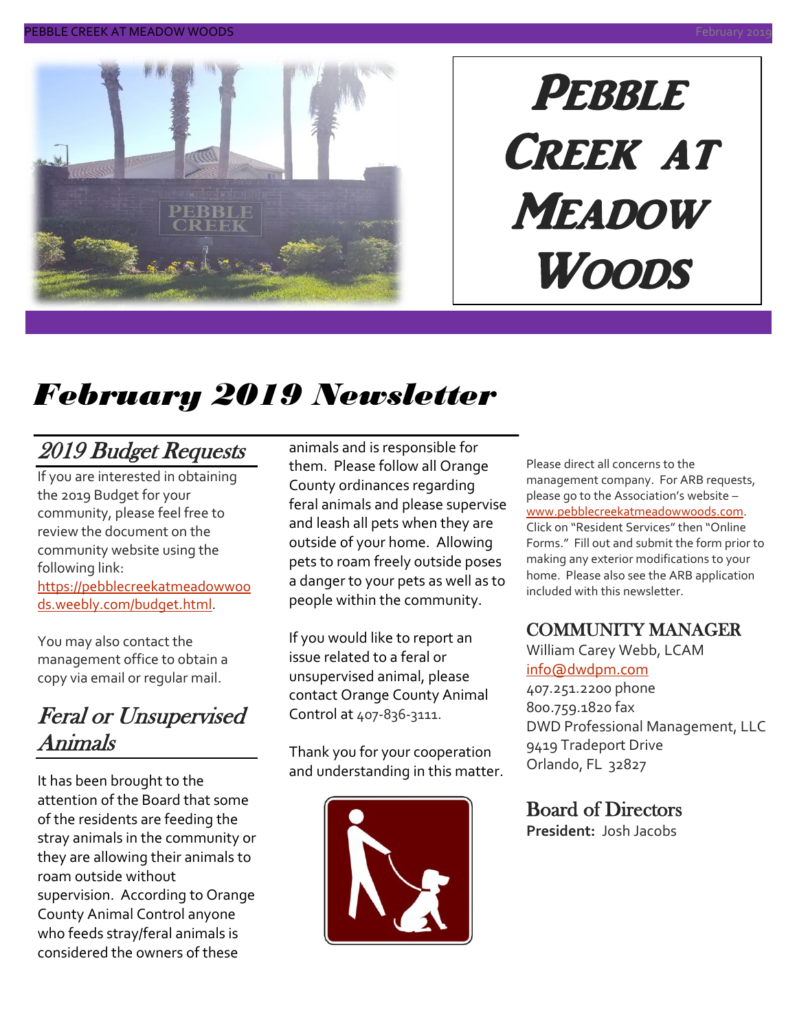# Pebble Creek at Meadow Woods

# *February 2019 Newsletter*

## *2019 Budget Requests*

If you are interested in obtaining the 2019 Budget for your community, please feel free to review the document on the community website using the following link: https://pebblecreekatmeadowwoods.weebly.com/budget.html.

You may also contact the management office to obtain a copy via email or regular mail.

## *Feral or Unsupervised Animals*

It has been brought to the attention of the Board that some of the residents are feeding the stray animals in the community or they are allowing their animals to roam outside without supervision. According to Orange County Animal Control anyone who feeds stray/feral animals is considered the owners of these animals and is responsible for them. Please follow all Orange County ordinances regarding feral animals and please supervise and leash all pets when they are outside of your home. Allowing pets to roam freely outside poses a danger to your pets as well as to people within the community.

If you would like to report an issue related to a feral or unsupervised animal, please contact Orange County Animal Control at 407-836-3111.

Thank you for your cooperation and understanding in this matter.

Please direct all concerns to the management company. For ARB requests, please go to the Association's website – www.pebblecreekatmeadowwoods.com. Click on "Resident Services" then "Online Forms." Fill out and submit the form prior to making any exterior modifications to your home. Please also see the ARB application included with this newsletter.

## COMMUNITY MANAGER

William Carey Webb, LCAM
info@dwdpm.com
407.251.2200 phone
800.759.1820 fax
DWD Professional Management, LLC
9419 Tradeport Drive
Orlando, FL 32827

## Board of Directors

**President:** Josh Jacobs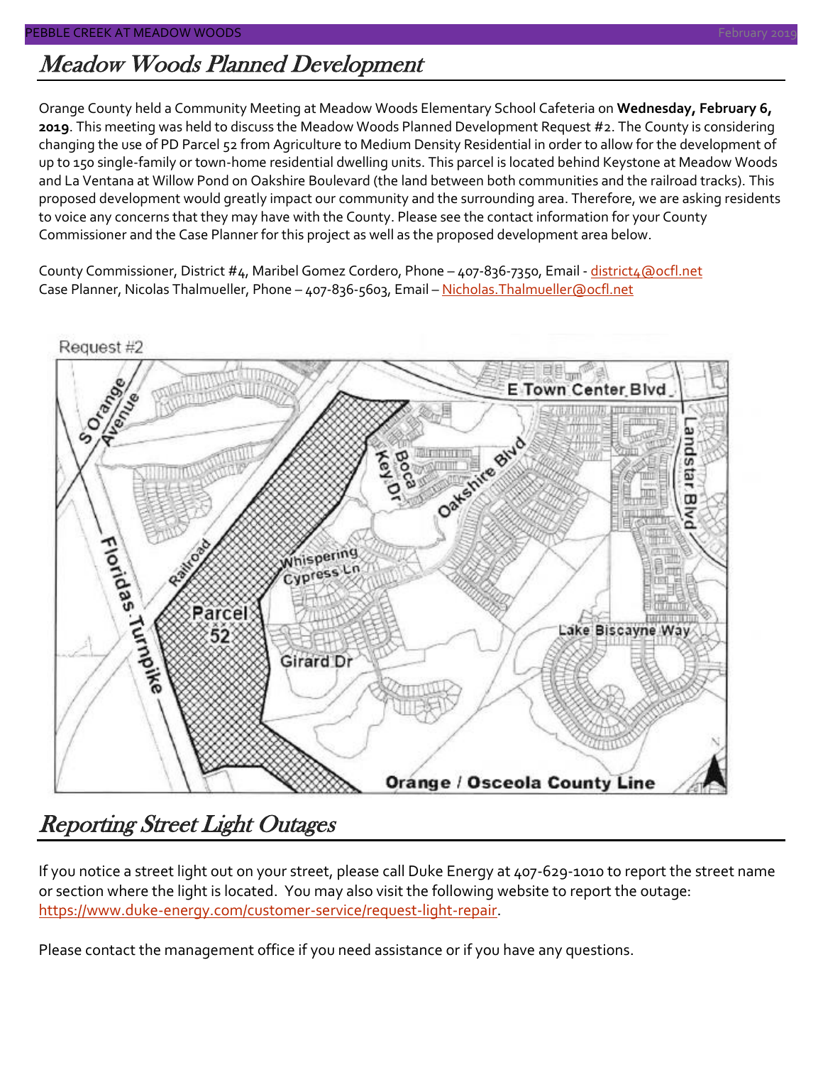## Meadow Woods Planned Development

Orange County held a Community Meeting at Meadow Woods Elementary School Cafeteria on **Wednesday, February 6, 2019**. This meeting was held to discuss the Meadow Woods Planned Development Request #2. The County is considering changing the use of PD Parcel 52 from Agriculture to Medium Density Residential in order to allow for the development of up to 150 single-family or town-home residential dwelling units. This parcel is located behind Keystone at Meadow Woods and La Ventana at Willow Pond on Oakshire Boulevard (the land between both communities and the railroad tracks). This proposed development would greatly impact our community and the surrounding area. Therefore, we are asking residents to voice any concerns that they may have with the County. Please see the contact information for your County Commissioner and the Case Planner for this project as well as the proposed development area below.

County Commissioner, District #4, Maribel Gomez Cordero, Phone – 407-836-7350, Email - district4@ocfl.net
Case Planner, Nicolas Thalmueller, Phone – 407-836-5603, Email – Nicholas.Thalmueller@ocfl.net

Request #2

## Reporting Street Light Outages

If you notice a street light out on your street, please call Duke Energy at 407-629-1010 to report the street name or section where the light is located. You may also visit the following website to report the outage: https://www.duke-energy.com/customer-service/request-light-repair.

Please contact the management office if you need assistance or if you have any questions.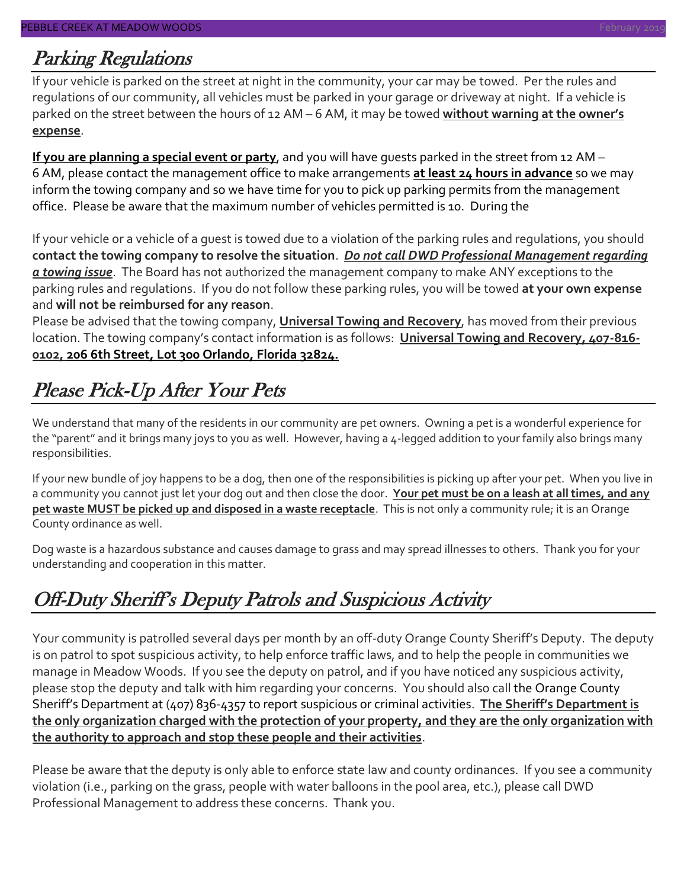## Parking Regulations

If your vehicle is parked on the street at night in the community, your car may be towed. Per the rules and regulations of our community, all vehicles must be parked in your garage or driveway at night. If a vehicle is parked on the street between the hours of 12 AM – 6 AM, it may be towed **without warning at the owner's expense**.

**If you are planning a special event or party**, and you will have guests parked in the street from 12 AM – 6 AM, please contact the management office to make arrangements **at least 24 hours in advance** so we may inform the towing company and so we have time for you to pick up parking permits from the management office. Please be aware that the maximum number of vehicles permitted is 10. During the

If your vehicle or a vehicle of a guest is towed due to a violation of the parking rules and regulations, you should **contact the towing company to resolve the situation**. ***Do not call DWD Professional Management regarding a towing issue***. The Board has not authorized the management company to make ANY exceptions to the parking rules and regulations. If you do not follow these parking rules, you will be towed **at your own expense** and **will not be reimbursed for any reason**.

Please be advised that the towing company, **Universal Towing and Recovery**, has moved from their previous location. The towing company's contact information is as follows: **Universal Towing and Recovery, 407-816-0102, 206 6th Street, Lot 300 Orlando, Florida 32824.**

## Please Pick-Up After Your Pets

We understand that many of the residents in our community are pet owners. Owning a pet is a wonderful experience for the "parent" and it brings many joys to you as well. However, having a 4-legged addition to your family also brings many responsibilities.

If your new bundle of joy happens to be a dog, then one of the responsibilities is picking up after your pet. When you live in a community you cannot just let your dog out and then close the door. **Your pet must be on a leash at all times, and any pet waste MUST be picked up and disposed in a waste receptacle**. This is not only a community rule; it is an Orange County ordinance as well.

Dog waste is a hazardous substance and causes damage to grass and may spread illnesses to others. Thank you for your understanding and cooperation in this matter.

## Off-Duty Sheriff's Deputy Patrols and Suspicious Activity

Your community is patrolled several days per month by an off-duty Orange County Sheriff's Deputy. The deputy is on patrol to spot suspicious activity, to help enforce traffic laws, and to help the people in communities we manage in Meadow Woods. If you see the deputy on patrol, and if you have noticed any suspicious activity, please stop the deputy and talk with him regarding your concerns. You should also call the Orange County Sheriff's Department at (407) 836-4357 to report suspicious or criminal activities. **The Sheriff's Department is the only organization charged with the protection of your property, and they are the only organization with the authority to approach and stop these people and their activities**.

Please be aware that the deputy is only able to enforce state law and county ordinances. If you see a community violation (i.e., parking on the grass, people with water balloons in the pool area, etc.), please call DWD Professional Management to address these concerns. Thank you.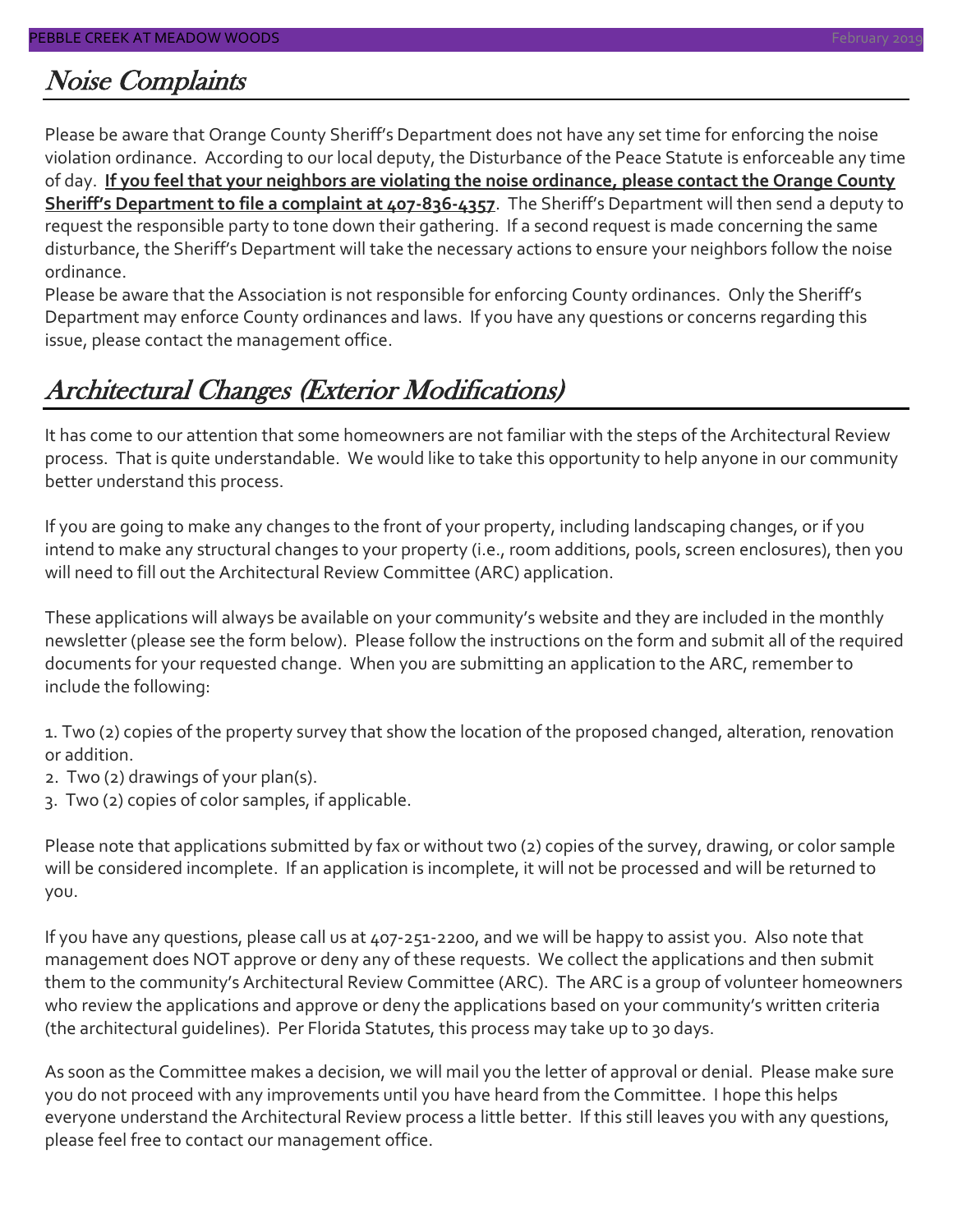## *Noise Complaints*

Please be aware that Orange County Sheriff's Department does not have any set time for enforcing the noise violation ordinance. According to our local deputy, the Disturbance of the Peace Statute is enforceable any time of day. **If you feel that your neighbors are violating the noise ordinance, please contact the Orange County Sheriff's Department to file a complaint at 407-836-4357**. The Sheriff's Department will then send a deputy to request the responsible party to tone down their gathering. If a second request is made concerning the same disturbance, the Sheriff's Department will take the necessary actions to ensure your neighbors follow the noise ordinance.

Please be aware that the Association is not responsible for enforcing County ordinances. Only the Sheriff's Department may enforce County ordinances and laws. If you have any questions or concerns regarding this issue, please contact the management office.

## *Architectural Changes (Exterior Modifications)*

It has come to our attention that some homeowners are not familiar with the steps of the Architectural Review process. That is quite understandable. We would like to take this opportunity to help anyone in our community better understand this process.

If you are going to make any changes to the front of your property, including landscaping changes, or if you intend to make any structural changes to your property (i.e., room additions, pools, screen enclosures), then you will need to fill out the Architectural Review Committee (ARC) application.

These applications will always be available on your community's website and they are included in the monthly newsletter (please see the form below). Please follow the instructions on the form and submit all of the required documents for your requested change. When you are submitting an application to the ARC, remember to include the following:

1. Two (2) copies of the property survey that show the location of the proposed changed, alteration, renovation or addition.
2. Two (2) drawings of your plan(s).
3. Two (2) copies of color samples, if applicable.

Please note that applications submitted by fax or without two (2) copies of the survey, drawing, or color sample will be considered incomplete. If an application is incomplete, it will not be processed and will be returned to you.

If you have any questions, please call us at 407-251-2200, and we will be happy to assist you. Also note that management does NOT approve or deny any of these requests. We collect the applications and then submit them to the community's Architectural Review Committee (ARC). The ARC is a group of volunteer homeowners who review the applications and approve or deny the applications based on your community's written criteria (the architectural guidelines). Per Florida Statutes, this process may take up to 30 days.

As soon as the Committee makes a decision, we will mail you the letter of approval or denial. Please make sure you do not proceed with any improvements until you have heard from the Committee. I hope this helps everyone understand the Architectural Review process a little better. If this still leaves you with any questions, please feel free to contact our management office.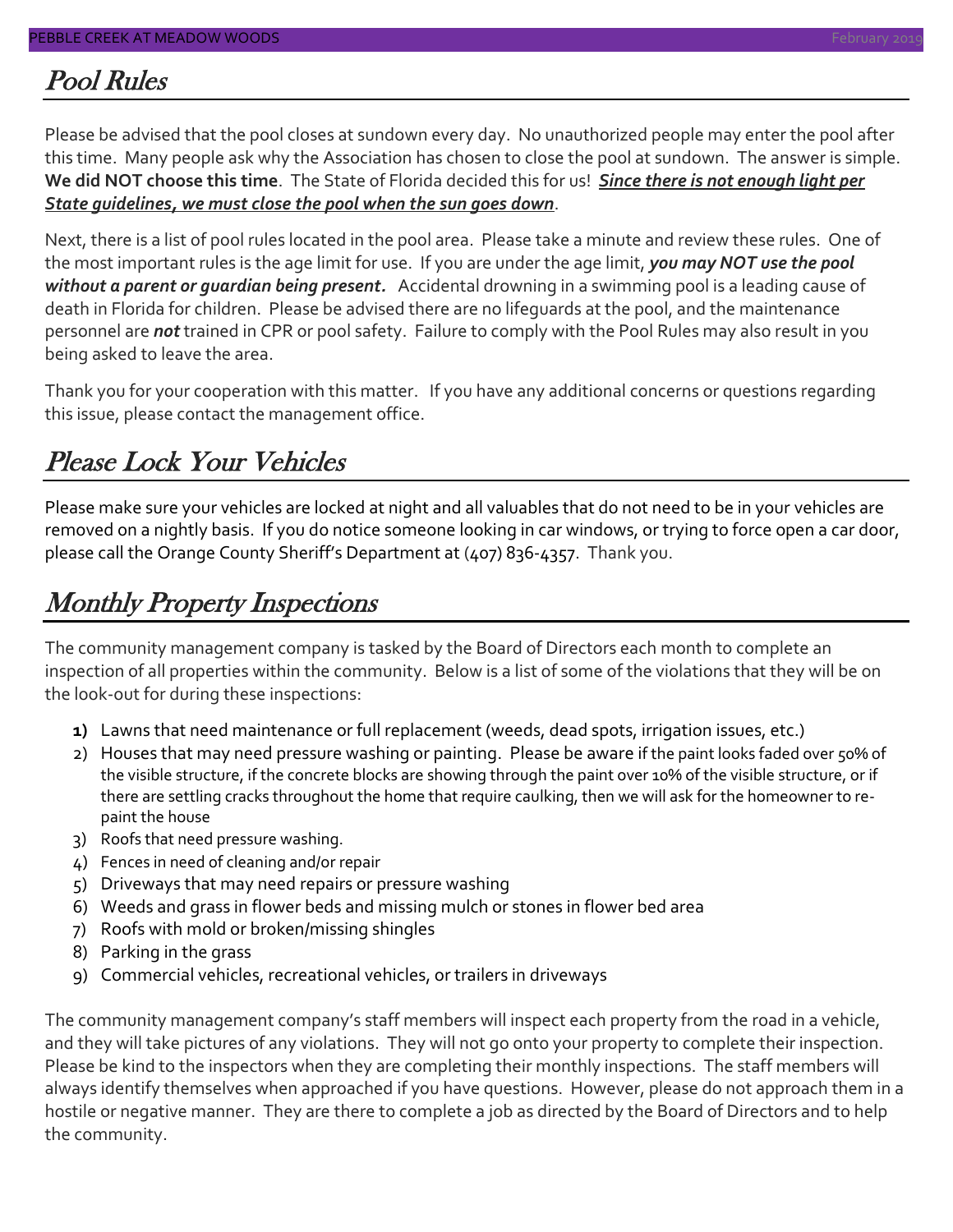## Pool Rules

Please be advised that the pool closes at sundown every day. No unauthorized people may enter the pool after this time. Many people ask why the Association has chosen to close the pool at sundown. The answer is simple. **We did NOT choose this time**. The State of Florida decided this for us! ***Since there is not enough light per State guidelines, we must close the pool when the sun goes down***.

Next, there is a list of pool rules located in the pool area. Please take a minute and review these rules. One of the most important rules is the age limit for use. If you are under the age limit, ***you may NOT use the pool without a parent or guardian being present.*** Accidental drowning in a swimming pool is a leading cause of death in Florida for children. Please be advised there are no lifeguards at the pool, and the maintenance personnel are ***not*** trained in CPR or pool safety. Failure to comply with the Pool Rules may also result in you being asked to leave the area.

Thank you for your cooperation with this matter. If you have any additional concerns or questions regarding this issue, please contact the management office.

## Please Lock Your Vehicles

Please make sure your vehicles are locked at night and all valuables that do not need to be in your vehicles are removed on a nightly basis. If you do notice someone looking in car windows, or trying to force open a car door, please call the Orange County Sheriff's Department at (407) 836-4357. Thank you.

## Monthly Property Inspections

The community management company is tasked by the Board of Directors each month to complete an inspection of all properties within the community. Below is a list of some of the violations that they will be on the look-out for during these inspections:

1) Lawns that need maintenance or full replacement (weeds, dead spots, irrigation issues, etc.)
2) Houses that may need pressure washing or painting. Please be aware if the paint looks faded over 50% of the visible structure, if the concrete blocks are showing through the paint over 10% of the visible structure, or if there are settling cracks throughout the home that require caulking, then we will ask for the homeowner to re-paint the house
3) Roofs that need pressure washing.
4) Fences in need of cleaning and/or repair
5) Driveways that may need repairs or pressure washing
6) Weeds and grass in flower beds and missing mulch or stones in flower bed area
7) Roofs with mold or broken/missing shingles
8) Parking in the grass
9) Commercial vehicles, recreational vehicles, or trailers in driveways

The community management company's staff members will inspect each property from the road in a vehicle, and they will take pictures of any violations. They will not go onto your property to complete their inspection. Please be kind to the inspectors when they are completing their monthly inspections. The staff members will always identify themselves when approached if you have questions. However, please do not approach them in a hostile or negative manner. They are there to complete a job as directed by the Board of Directors and to help the community.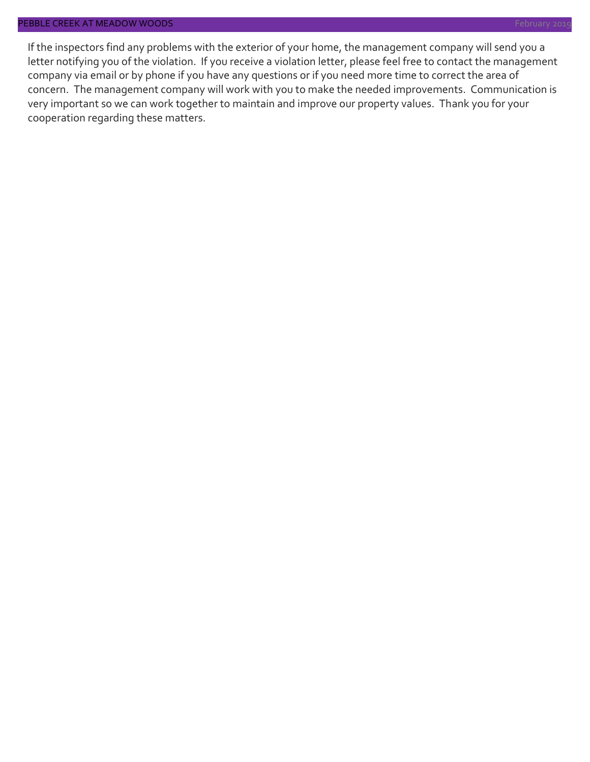If the inspectors find any problems with the exterior of your home, the management company will send you a letter notifying you of the violation. If you receive a violation letter, please feel free to contact the management company via email or by phone if you have any questions or if you need more time to correct the area of concern. The management company will work with you to make the needed improvements. Communication is very important so we can work together to maintain and improve our property values. Thank you for your cooperation regarding these matters.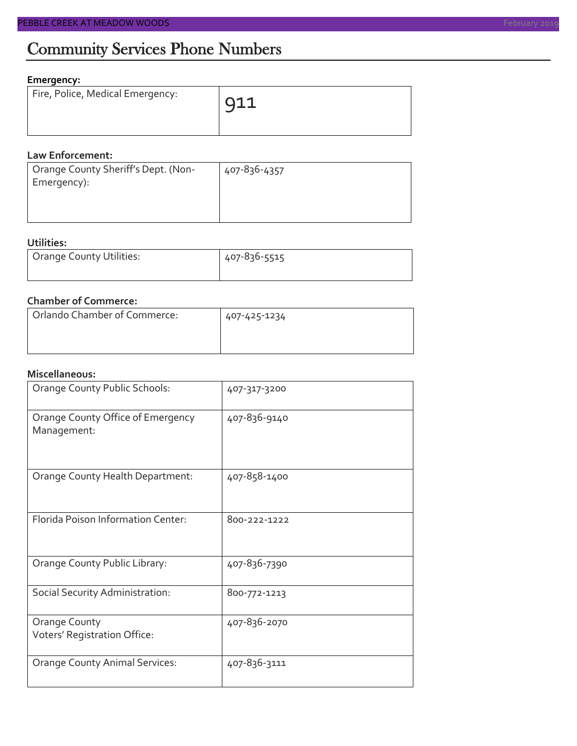# Community Services Phone Numbers

**Emergency:**

| | |
|---|---|
| Fire, Police, Medical Emergency: | 911 |

**Law Enforcement:**

| | |
|---|---|
| Orange County Sheriff's Dept. (Non-Emergency): | 407-836-4357 |

**Utilities:**

| | |
|---|---|
| Orange County Utilities: | 407-836-5515 |

**Chamber of Commerce:**

| | |
|---|---|
| Orlando Chamber of Commerce: | 407-425-1234 |

**Miscellaneous:**

| | |
|---|---|
| Orange County Public Schools: | 407-317-3200 |
| Orange County Office of Emergency Management: | 407-836-9140 |
| Orange County Health Department: | 407-858-1400 |
| Florida Poison Information Center: | 800-222-1222 |
| Orange County Public Library: | 407-836-7390 |
| Social Security Administration: | 800-772-1213 |
| Orange County Voters' Registration Office: | 407-836-2070 |
| Orange County Animal Services: | 407-836-3111 |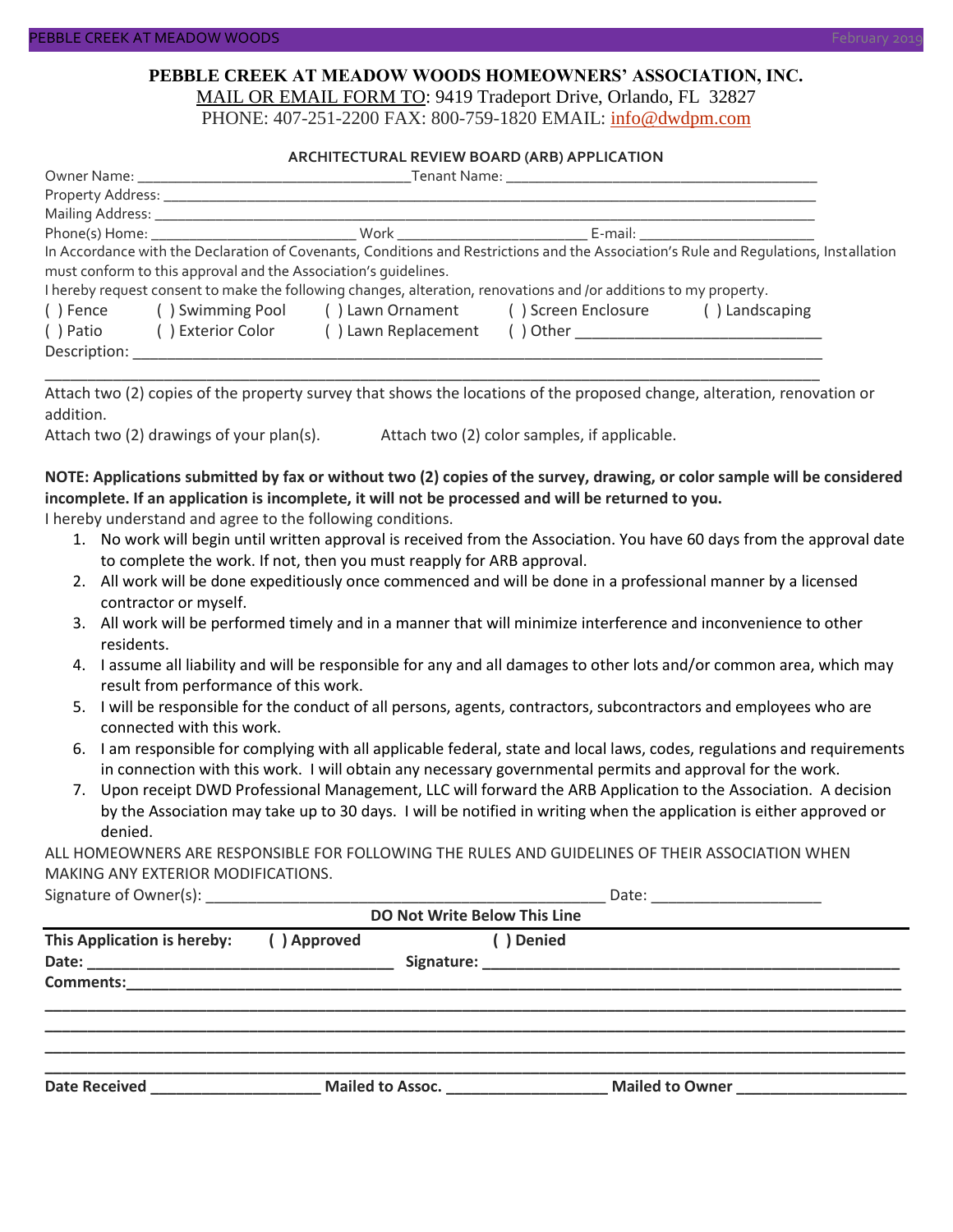**PEBBLE CREEK AT MEADOW WOODS HOMEOWNERS' ASSOCIATION, INC.**

MAIL OR EMAIL FORM TO: 9419 Tradeport Drive, Orlando, FL 32827

PHONE: 407-251-2200 FAX: 800-759-1820 EMAIL: info@dwdpm.com

## ARCHITECTURAL REVIEW BOARD (ARB) APPLICATION

Owner Name: ___________________________________ Tenant Name: ________________________________________

Property Address: _______________________________________________________________________________

Mailing Address: ________________________________________________________________________________

Phone(s) Home: __________________________ Work ________________________ E-mail: ______________________

In Accordance with the Declaration of Covenants, Conditions and Restrictions and the Association's Rule and Regulations, Installation must conform to this approval and the Association's guidelines.

I hereby request consent to make the following changes, alteration, renovations and /or additions to my property.

( ) Fence ( ) Swimming Pool ( ) Lawn Ornament ( ) Screen Enclosure ( ) Landscaping

( ) Patio ( ) Exterior Color ( ) Lawn Replacement ( ) Other ______________________________

Description: ____________________________________________________________________________________

_________________________________________________________________________________________________

Attach two (2) copies of the property survey that shows the locations of the proposed change, alteration, renovation or addition.

Attach two (2) drawings of your plan(s). Attach two (2) color samples, if applicable.

**NOTE: Applications submitted by fax or without two (2) copies of the survey, drawing, or color sample will be considered incomplete. If an application is incomplete, it will not be processed and will be returned to you.**

I hereby understand and agree to the following conditions.

1. No work will begin until written approval is received from the Association. You have 60 days from the approval date to complete the work. If not, then you must reapply for ARB approval.
2. All work will be done expeditiously once commenced and will be done in a professional manner by a licensed contractor or myself.
3. All work will be performed timely and in a manner that will minimize interference and inconvenience to other residents.
4. I assume all liability and will be responsible for any and all damages to other lots and/or common area, which may result from performance of this work.
5. I will be responsible for the conduct of all persons, agents, contractors, subcontractors and employees who are connected with this work.
6. I am responsible for complying with all applicable federal, state and local laws, codes, regulations and requirements in connection with this work. I will obtain any necessary governmental permits and approval for the work.
7. Upon receipt DWD Professional Management, LLC will forward the ARB Application to the Association. A decision by the Association may take up to 30 days. I will be notified in writing when the application is either approved or denied.

ALL HOMEOWNERS ARE RESPONSIBLE FOR FOLLOWING THE RULES AND GUIDELINES OF THEIR ASSOCIATION WHEN MAKING ANY EXTERIOR MODIFICATIONS.

Signature of Owner(s): ______________________________________________ Date: ___________________

**DO Not Write Below This Line**

**This Application is hereby: ( ) Approved ( ) Denied**

**Date: __________________________________ Signature: ______________________________________________**

**Comments:______________________________________________________________________________________**

**_______________________________________________________________________________________________**

**_______________________________________________________________________________________________**

**_______________________________________________________________________________________________**

**_______________________________________________________________________________________________**

**Date Received ___________________ Mailed to Assoc. __________________ Mailed to Owner ___________________**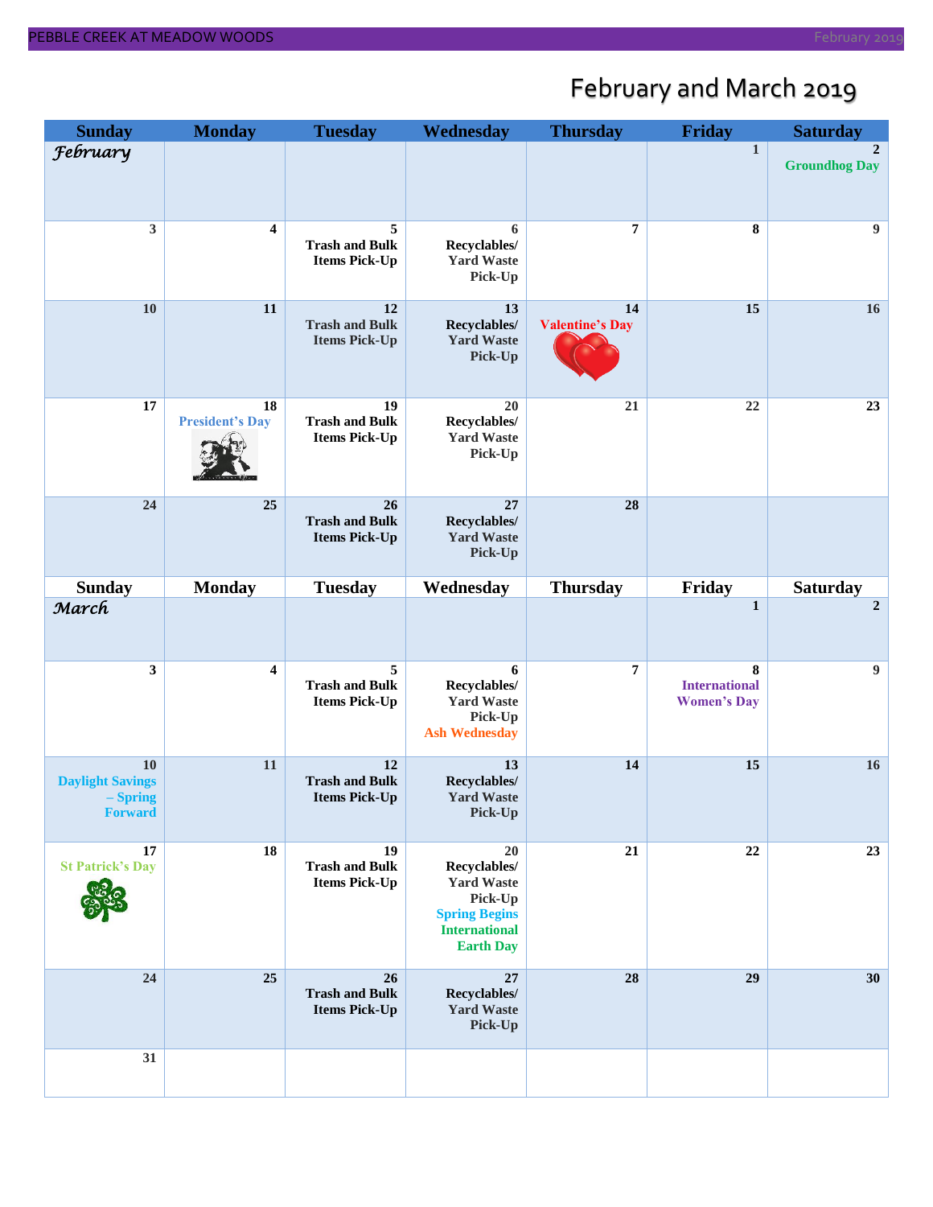# February and March 2019

| Sunday | Monday | Tuesday | Wednesday | Thursday | Friday | Saturday |
|---|---|---|---|---|---|---|
| *February* | | | | | 1 | 2 Groundhog Day |
| 3 | 4 | 5 Trash and Bulk Items Pick-Up | 6 Recyclables/ Yard Waste Pick-Up | 7 | 8 | 9 |
| 10 | 11 | 12 Trash and Bulk Items Pick-Up | 13 Recyclables/ Yard Waste Pick-Up | 14 Valentine's Day | 15 | 16 |
| 17 | 18 President's Day | 19 Trash and Bulk Items Pick-Up | 20 Recyclables/ Yard Waste Pick-Up | 21 | 22 | 23 |
| 24 | 25 | 26 Trash and Bulk Items Pick-Up | 27 Recyclables/ Yard Waste Pick-Up | 28 | | |

| Sunday | Monday | Tuesday | Wednesday | Thursday | Friday | Saturday |
|---|---|---|---|---|---|---|
| *March* | | | | | 1 | 2 |
| 3 | 4 | 5 Trash and Bulk Items Pick-Up | 6 Recyclables/ Yard Waste Pick-Up Ash Wednesday | 7 | 8 International Women's Day | 9 |
| 10 Daylight Savings – Spring Forward | 11 | 12 Trash and Bulk Items Pick-Up | 13 Recyclables/ Yard Waste Pick-Up | 14 | 15 | 16 |
| 17 St Patrick's Day | 18 | 19 Trash and Bulk Items Pick-Up | 20 Recyclables/ Yard Waste Pick-Up Spring Begins International Earth Day | 21 | 22 | 23 |
| 24 | 25 | 26 Trash and Bulk Items Pick-Up | 27 Recyclables/ Yard Waste Pick-Up | 28 | 29 | 30 |
| 31 | | | | | | |